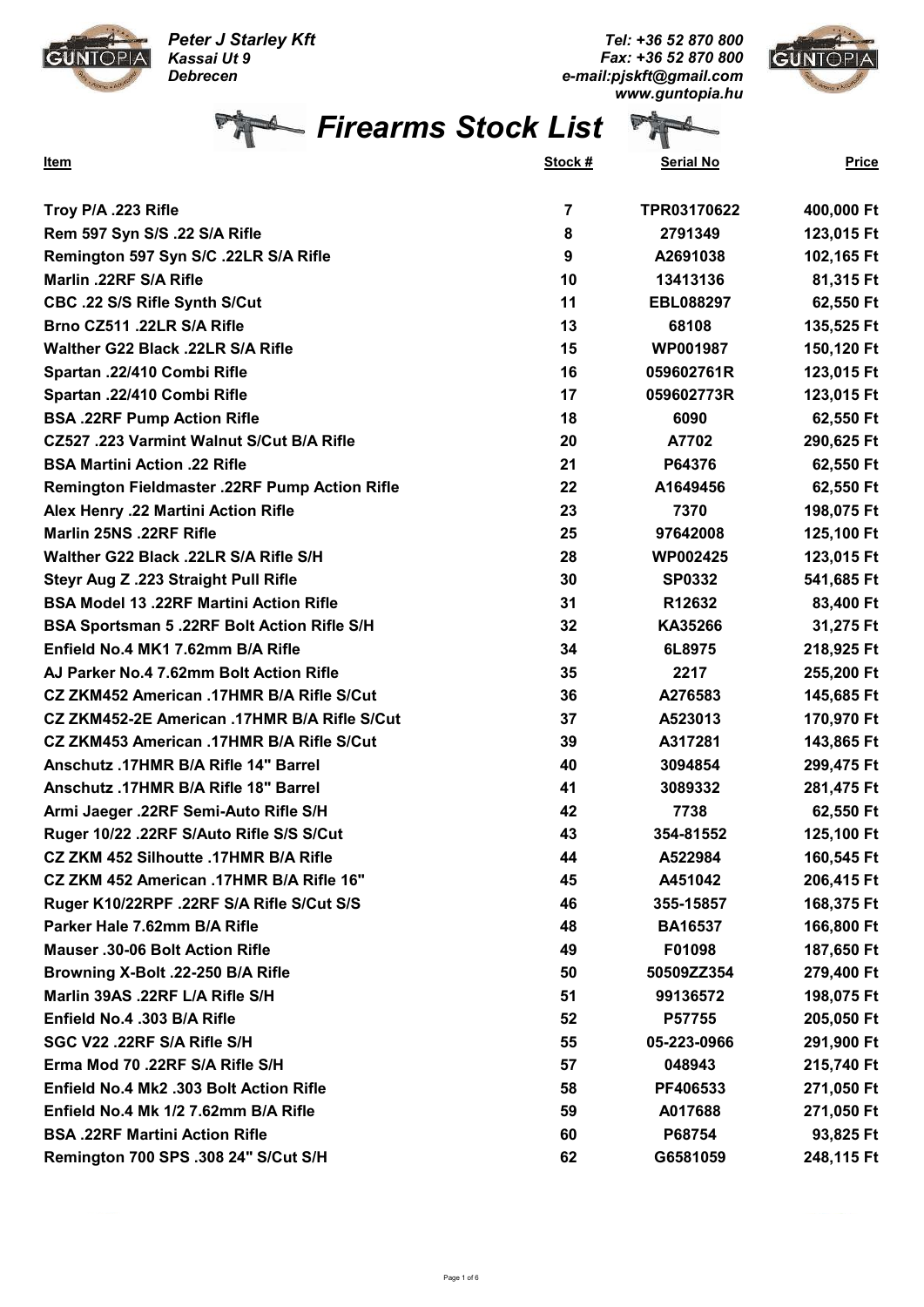**Peter J Starley Kft**
*Kassai Ut 9*
*Debrecen*

*Tel: +36 52 870 800*
*Fax: +36 52 870 800*
*e-mail:pjskft@gmail.com*
*www.guntopia.hu*

# Firearms Stock List

| Item | Stock # | Serial No | Price |
|---|---|---|---|
| Troy P/A .223 Rifle | 7 | TPR03170622 | 400,000 Ft |
| Rem 597 Syn S/S .22 S/A Rifle | 8 | 2791349 | 123,015 Ft |
| Remington 597 Syn S/C .22LR S/A Rifle | 9 | A2691038 | 102,165 Ft |
| Marlin .22RF S/A Rifle | 10 | 13413136 | 81,315 Ft |
| CBC .22 S/S Rifle Synth S/Cut | 11 | EBL088297 | 62,550 Ft |
| Brno CZ511 .22LR S/A Rifle | 13 | 68108 | 135,525 Ft |
| Walther G22 Black .22LR S/A Rifle | 15 | WP001987 | 150,120 Ft |
| Spartan .22/410 Combi Rifle | 16 | 059602761R | 123,015 Ft |
| Spartan .22/410 Combi Rifle | 17 | 059602773R | 123,015 Ft |
| BSA .22RF Pump Action Rifle | 18 | 6090 | 62,550 Ft |
| CZ527 .223 Varmint Walnut S/Cut B/A Rifle | 20 | A7702 | 290,625 Ft |
| BSA Martini Action .22 Rifle | 21 | P64376 | 62,550 Ft |
| Remington Fieldmaster .22RF Pump Action Rifle | 22 | A1649456 | 62,550 Ft |
| Alex Henry .22 Martini Action Rifle | 23 | 7370 | 198,075 Ft |
| Marlin 25NS .22RF Rifle | 25 | 97642008 | 125,100 Ft |
| Walther G22 Black .22LR S/A Rifle S/H | 28 | WP002425 | 123,015 Ft |
| Steyr Aug Z .223 Straight Pull Rifle | 30 | SP0332 | 541,685 Ft |
| BSA Model 13 .22RF Martini Action Rifle | 31 | R12632 | 83,400 Ft |
| BSA Sportsman 5 .22RF Bolt Action Rifle S/H | 32 | KA35266 | 31,275 Ft |
| Enfield No.4 MK1 7.62mm B/A Rifle | 34 | 6L8975 | 218,925 Ft |
| AJ Parker No.4 7.62mm Bolt Action Rifle | 35 | 2217 | 255,200 Ft |
| CZ ZKM452 American .17HMR B/A Rifle S/Cut | 36 | A276583 | 145,685 Ft |
| CZ ZKM452-2E American .17HMR B/A Rifle S/Cut | 37 | A523013 | 170,970 Ft |
| CZ ZKM453 American .17HMR B/A Rifle S/Cut | 39 | A317281 | 143,865 Ft |
| Anschutz .17HMR B/A Rifle 14" Barrel | 40 | 3094854 | 299,475 Ft |
| Anschutz .17HMR B/A Rifle 18" Barrel | 41 | 3089332 | 281,475 Ft |
| Armi Jaeger .22RF Semi-Auto Rifle S/H | 42 | 7738 | 62,550 Ft |
| Ruger 10/22 .22RF S/Auto Rifle S/S S/Cut | 43 | 354-81552 | 125,100 Ft |
| CZ ZKM 452 Silhoutte .17HMR B/A Rifle | 44 | A522984 | 160,545 Ft |
| CZ ZKM 452 American .17HMR B/A Rifle 16" | 45 | A451042 | 206,415 Ft |
| Ruger K10/22RPF .22RF S/A Rifle S/Cut S/S | 46 | 355-15857 | 168,375 Ft |
| Parker Hale 7.62mm B/A Rifle | 48 | BA16537 | 166,800 Ft |
| Mauser .30-06 Bolt Action Rifle | 49 | F01098 | 187,650 Ft |
| Browning X-Bolt .22-250 B/A Rifle | 50 | 50509ZZ354 | 279,400 Ft |
| Marlin 39AS .22RF L/A Rifle S/H | 51 | 99136572 | 198,075 Ft |
| Enfield No.4 .303 B/A Rifle | 52 | P57755 | 205,050 Ft |
| SGC V22 .22RF S/A Rifle S/H | 55 | 05-223-0966 | 291,900 Ft |
| Erma Mod 70 .22RF S/A Rifle S/H | 57 | 048943 | 215,740 Ft |
| Enfield No.4 Mk2 .303 Bolt Action Rifle | 58 | PF406533 | 271,050 Ft |
| Enfield No.4 Mk 1/2 7.62mm B/A Rifle | 59 | A017688 | 271,050 Ft |
| BSA .22RF Martini Action Rifle | 60 | P68754 | 93,825 Ft |
| Remington 700 SPS .308 24" S/Cut S/H | 62 | G6581059 | 248,115 Ft |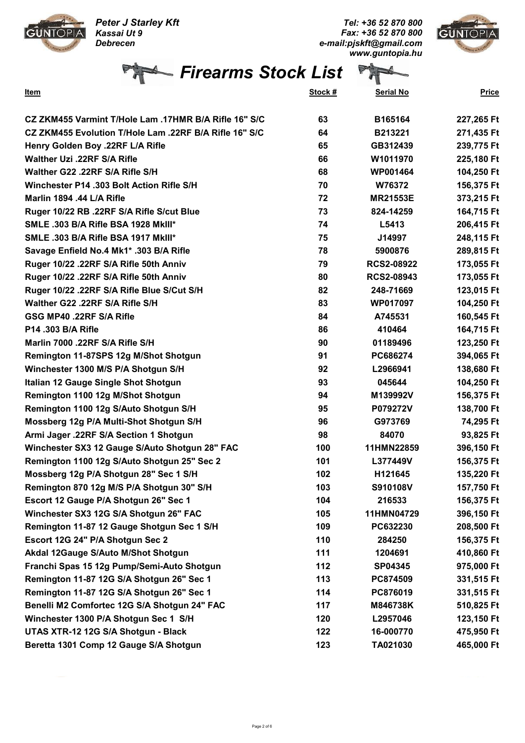Peter J Starley Kft
Kassai Ut 9
Debrecen

Tel: +36 52 870 800
Fax: +36 52 870 800
e-mail:pjskft@gmail.com
www.guntopia.hu

# Firearms Stock List

| Item | Stock # | Serial No | Price |
|---|---|---|---|
| CZ ZKM455 Varmint T/Hole Lam .17HMR B/A Rifle 16" S/C | 63 | B165164 | 227,265 Ft |
| CZ ZKM455 Evolution T/Hole Lam .22RF B/A Rifle 16" S/C | 64 | B213221 | 271,435 Ft |
| Henry Golden Boy .22RF L/A Rifle | 65 | GB312439 | 239,775 Ft |
| Walther Uzi .22RF S/A Rifle | 66 | W1011970 | 225,180 Ft |
| Walther G22 .22RF S/A Rifle S/H | 68 | WP001464 | 104,250 Ft |
| Winchester P14 .303 Bolt Action Rifle S/H | 70 | W76372 | 156,375 Ft |
| Marlin 1894 .44 L/A Rifle | 72 | MR21553E | 373,215 Ft |
| Ruger 10/22 RB .22RF S/A Rifle S/cut Blue | 73 | 824-14259 | 164,715 Ft |
| SMLE .303 B/A Rifle BSA 1928 MkIII* | 74 | L5413 | 206,415 Ft |
| SMLE .303 B/A Rifle BSA 1917 MkIII* | 75 | J14997 | 248,115 Ft |
| Savage Enfield No.4 Mk1* .303 B/A Rifle | 78 | 5900876 | 289,815 Ft |
| Ruger 10/22 .22RF S/A Rifle 50th Anniv | 79 | RCS2-08922 | 173,055 Ft |
| Ruger 10/22 .22RF S/A Rifle 50th Anniv | 80 | RCS2-08943 | 173,055 Ft |
| Ruger 10/22 .22RF S/A Rifle Blue S/Cut S/H | 82 | 248-71669 | 123,015 Ft |
| Walther G22 .22RF S/A Rifle S/H | 83 | WP017097 | 104,250 Ft |
| GSG MP40 .22RF S/A Rifle | 84 | A745531 | 160,545 Ft |
| P14 .303 B/A Rifle | 86 | 410464 | 164,715 Ft |
| Marlin 7000 .22RF S/A Rifle S/H | 90 | 01189496 | 123,250 Ft |
| Remington 11-87SPS 12g M/Shot Shotgun | 91 | PC686274 | 394,065 Ft |
| Winchester 1300 M/S P/A Shotgun S/H | 92 | L2966941 | 138,680 Ft |
| Italian 12 Gauge Single Shot Shotgun | 93 | 045644 | 104,250 Ft |
| Remington 1100 12g M/Shot Shotgun | 94 | M139992V | 156,375 Ft |
| Remington 1100 12g S/Auto Shotgun S/H | 95 | P079272V | 138,700 Ft |
| Mossberg 12g P/A Multi-Shot Shotgun S/H | 96 | G973769 | 74,295 Ft |
| Armi Jager .22RF S/A Section 1 Shotgun | 98 | 84070 | 93,825 Ft |
| Winchester SX3 12 Gauge S/Auto Shotgun 28" FAC | 100 | 11HMN22859 | 396,150 Ft |
| Remington 1100 12g S/Auto Shotgun 25" Sec 2 | 101 | L377449V | 156,375 Ft |
| Mossberg 12g P/A Shotgun 28" Sec 1 S/H | 102 | H121645 | 135,220 Ft |
| Remington 870 12g M/S P/A Shotgun 30" S/H | 103 | S910108V | 157,750 Ft |
| Escort 12 Gauge P/A Shotgun 26" Sec 1 | 104 | 216533 | 156,375 Ft |
| Winchester SX3 12G S/A Shotgun 26" FAC | 105 | 11HMN04729 | 396,150 Ft |
| Remington 11-87 12 Gauge Shotgun Sec 1 S/H | 109 | PC632230 | 208,500 Ft |
| Escort 12G 24" P/A Shotgun Sec 2 | 110 | 284250 | 156,375 Ft |
| Akdal 12Gauge S/Auto M/Shot Shotgun | 111 | 1204691 | 410,860 Ft |
| Franchi Spas 15 12g Pump/Semi-Auto Shotgun | 112 | SP04345 | 975,000 Ft |
| Remington 11-87 12G S/A Shotgun 26" Sec 1 | 113 | PC874509 | 331,515 Ft |
| Remington 11-87 12G S/A Shotgun 26" Sec 1 | 114 | PC876019 | 331,515 Ft |
| Benelli M2 Comfortec 12G S/A Shotgun 24" FAC | 117 | M846738K | 510,825 Ft |
| Winchester 1300 P/A Shotgun Sec 1 S/H | 120 | L2957046 | 123,150 Ft |
| UTAS XTR-12 12G S/A Shotgun - Black | 122 | 16-000770 | 475,950 Ft |
| Beretta 1301 Comp 12 Gauge S/A Shotgun | 123 | TA021030 | 465,000 Ft |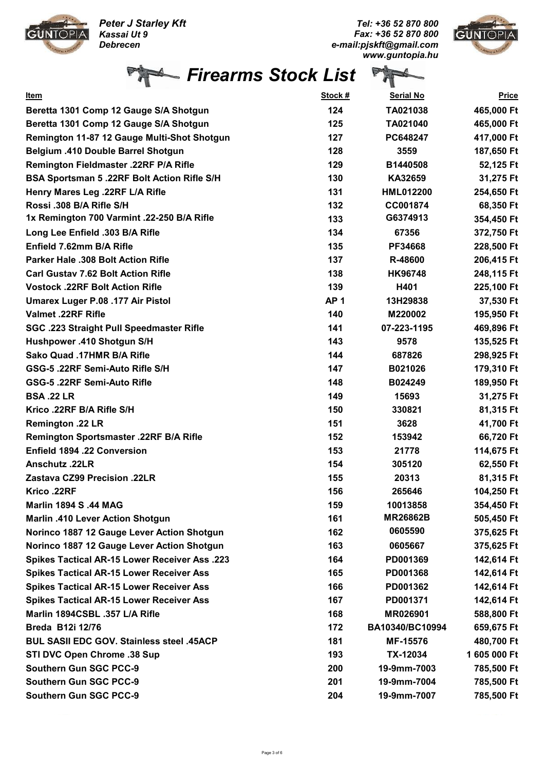*Peter J Starley Kft*
*Kassai Ut 9*
*Debrecen*

*Tel: +36 52 870 800*
*Fax: +36 52 870 800*
*e-mail:pjskft@gmail.com*
*www.guntopia.hu*

# *Firearms Stock List*

| Item | Stock # | Serial No | Price |
|---|---|---|---|
| Beretta 1301 Comp 12 Gauge S/A Shotgun | 124 | TA021038 | 465,000 Ft |
| Beretta 1301 Comp 12 Gauge S/A Shotgun | 125 | TA021040 | 465,000 Ft |
| Remington 11-87 12 Gauge Multi-Shot Shotgun | 127 | PC648247 | 417,000 Ft |
| Belgium .410 Double Barrel Shotgun | 128 | 3559 | 187,650 Ft |
| Remington Fieldmaster .22RF P/A Rifle | 129 | B1440508 | 52,125 Ft |
| BSA Sportsman 5 .22RF Bolt Action Rifle S/H | 130 | KA32659 | 31,275 Ft |
| Henry Mares Leg .22RF L/A Rifle | 131 | HML012200 | 254,650 Ft |
| Rossi .308 B/A Rifle S/H | 132 | CC001874 | 68,350 Ft |
| 1x Remington 700 Varmint .22-250 B/A Rifle | 133 | G6374913 | 354,450 Ft |
| Long Lee Enfield .303 B/A Rifle | 134 | 67356 | 372,750 Ft |
| Enfield 7.62mm B/A Rifle | 135 | PF34668 | 228,500 Ft |
| Parker Hale .308 Bolt Action Rifle | 137 | R-48600 | 206,415 Ft |
| Carl Gustav 7.62 Bolt Action Rifle | 138 | HK96748 | 248,115 Ft |
| Vostock .22RF Bolt Action Rifle | 139 | H401 | 225,100 Ft |
| Umarex Luger P.08 .177 Air Pistol | AP 1 | 13H29838 | 37,530 Ft |
| Valmet .22RF Rifle | 140 | M220002 | 195,950 Ft |
| SGC .223 Straight Pull Speedmaster Rifle | 141 | 07-223-1195 | 469,896 Ft |
| Hushpower .410 Shotgun S/H | 143 | 9578 | 135,525 Ft |
| Sako Quad .17HMR B/A Rifle | 144 | 687826 | 298,925 Ft |
| GSG-5 .22RF Semi-Auto Rifle S/H | 147 | B021026 | 179,310 Ft |
| GSG-5 .22RF Semi-Auto Rifle | 148 | B024249 | 189,950 Ft |
| BSA .22 LR | 149 | 15693 | 31,275 Ft |
| Krico .22RF B/A Rifle S/H | 150 | 330821 | 81,315 Ft |
| Remington .22 LR | 151 | 3628 | 41,700 Ft |
| Remington Sportsmaster .22RF B/A Rifle | 152 | 153942 | 66,720 Ft |
| Enfield 1894 .22 Conversion | 153 | 21778 | 114,675 Ft |
| Anschutz .22LR | 154 | 305120 | 62,550 Ft |
| Zastava CZ99 Precision .22LR | 155 | 20313 | 81,315 Ft |
| Krico .22RF | 156 | 265646 | 104,250 Ft |
| Marlin 1894 S .44 MAG | 159 | 10013858 | 354,450 Ft |
| Marlin .410 Lever Action Shotgun | 161 | MR26862B | 505,450 Ft |
| Norinco 1887 12 Gauge Lever Action Shotgun | 162 | 0605590 | 375,625 Ft |
| Norinco 1887 12 Gauge Lever Action Shotgun | 163 | 0605667 | 375,625 Ft |
| Spikes Tactical AR-15 Lower Receiver Ass .223 | 164 | PD001369 | 142,614 Ft |
| Spikes Tactical AR-15 Lower Receiver Ass | 165 | PD001368 | 142,614 Ft |
| Spikes Tactical AR-15 Lower Receiver Ass | 166 | PD001362 | 142,614 Ft |
| Spikes Tactical AR-15 Lower Receiver Ass | 167 | PD001371 | 142,614 Ft |
| Marlin 1894CSBL .357 L/A Rifle | 168 | MR026901 | 588,800 Ft |
| Breda B12i 12/76 | 172 | BA10340/BC10994 | 659,675 Ft |
| BUL SASII EDC GOV. Stainless steel .45ACP | 181 | MF-15576 | 480,700 Ft |
| STI DVC Open Chrome .38 Sup | 193 | TX-12034 | 1 605 000 Ft |
| Southern Gun SGC PCC-9 | 200 | 19-9mm-7003 | 785,500 Ft |
| Southern Gun SGC PCC-9 | 201 | 19-9mm-7004 | 785,500 Ft |
| Southern Gun SGC PCC-9 | 204 | 19-9mm-7007 | 785,500 Ft |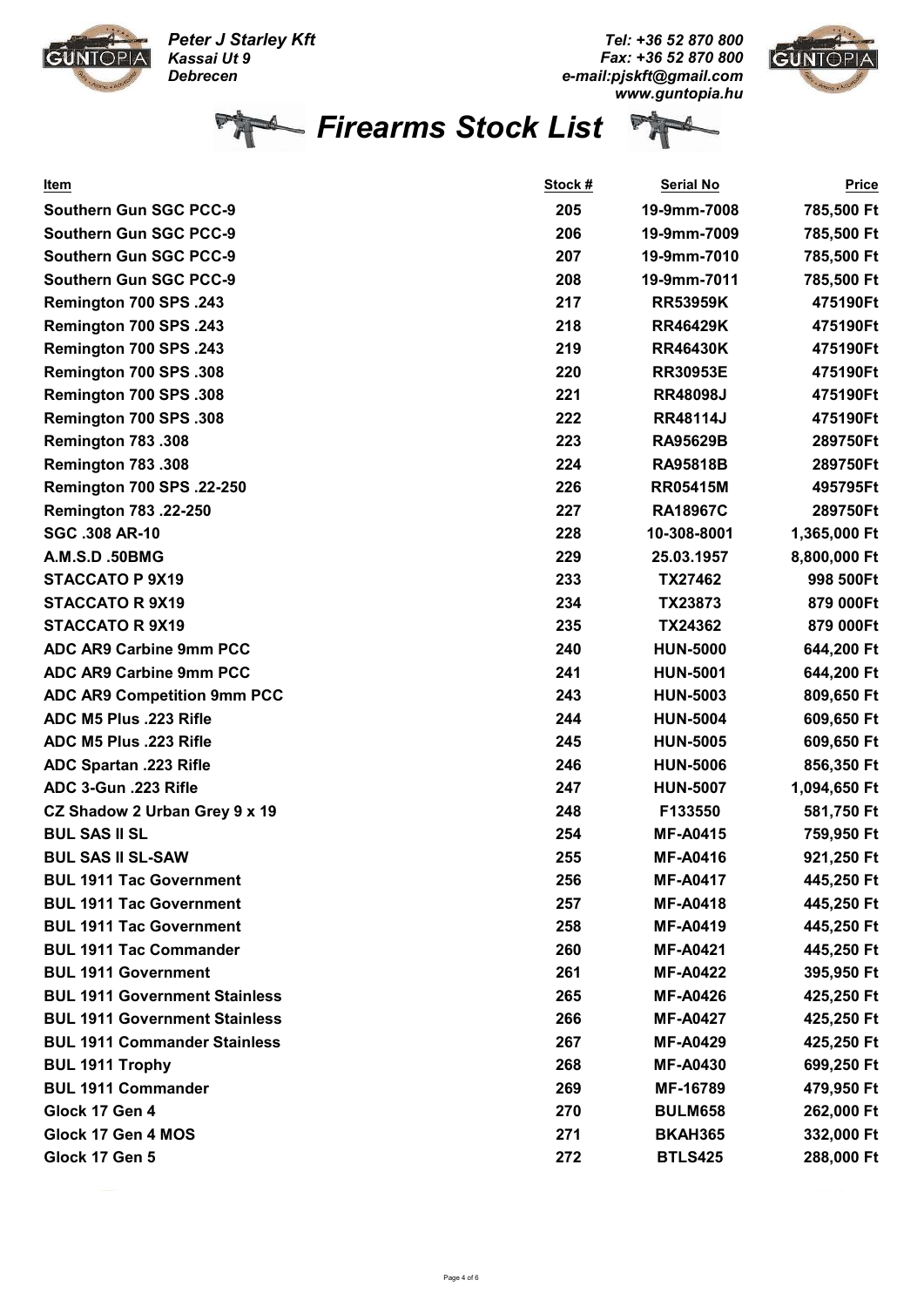Peter J Starley Kft
Kassai Ut 9
Debrecen

Tel: +36 52 870 800
Fax: +36 52 870 800
e-mail:pjskft@gmail.com
www.guntopia.hu

# Firearms Stock List

| Item | Stock # | Serial No | Price |
|---|---|---|---|
| Southern Gun SGC PCC-9 | 205 | 19-9mm-7008 | 785,500 Ft |
| Southern Gun SGC PCC-9 | 206 | 19-9mm-7009 | 785,500 Ft |
| Southern Gun SGC PCC-9 | 207 | 19-9mm-7010 | 785,500 Ft |
| Southern Gun SGC PCC-9 | 208 | 19-9mm-7011 | 785,500 Ft |
| Remington 700 SPS .243 | 217 | RR53959K | 475190Ft |
| Remington 700 SPS .243 | 218 | RR46429K | 475190Ft |
| Remington 700 SPS .243 | 219 | RR46430K | 475190Ft |
| Remington 700 SPS .308 | 220 | RR30953E | 475190Ft |
| Remington 700 SPS .308 | 221 | RR48098J | 475190Ft |
| Remington 700 SPS .308 | 222 | RR48114J | 475190Ft |
| Remington 783 .308 | 223 | RA95629B | 289750Ft |
| Remington 783 .308 | 224 | RA95818B | 289750Ft |
| Remington 700 SPS .22-250 | 226 | RR05415M | 495795Ft |
| Remington 783 .22-250 | 227 | RA18967C | 289750Ft |
| SGC .308 AR-10 | 228 | 10-308-8001 | 1,365,000 Ft |
| A.M.S.D .50BMG | 229 | 25.03.1957 | 8,800,000 Ft |
| STACCATO P 9X19 | 233 | TX27462 | 998 500Ft |
| STACCATO R 9X19 | 234 | TX23873 | 879 000Ft |
| STACCATO R 9X19 | 235 | TX24362 | 879 000Ft |
| ADC AR9 Carbine 9mm PCC | 240 | HUN-5000 | 644,200 Ft |
| ADC AR9 Carbine 9mm PCC | 241 | HUN-5001 | 644,200 Ft |
| ADC AR9 Competition 9mm PCC | 243 | HUN-5003 | 809,650 Ft |
| ADC M5 Plus .223 Rifle | 244 | HUN-5004 | 609,650 Ft |
| ADC M5 Plus .223 Rifle | 245 | HUN-5005 | 609,650 Ft |
| ADC Spartan .223 Rifle | 246 | HUN-5006 | 856,350 Ft |
| ADC 3-Gun .223 Rifle | 247 | HUN-5007 | 1,094,650 Ft |
| CZ Shadow 2 Urban Grey 9 x 19 | 248 | F133550 | 581,750 Ft |
| BUL SAS II SL | 254 | MF-A0415 | 759,950 Ft |
| BUL SAS II SL-SAW | 255 | MF-A0416 | 921,250 Ft |
| BUL 1911 Tac Government | 256 | MF-A0417 | 445,250 Ft |
| BUL 1911 Tac Government | 257 | MF-A0418 | 445,250 Ft |
| BUL 1911 Tac Government | 258 | MF-A0419 | 445,250 Ft |
| BUL 1911 Tac Commander | 260 | MF-A0421 | 445,250 Ft |
| BUL 1911 Government | 261 | MF-A0422 | 395,950 Ft |
| BUL 1911 Government Stainless | 265 | MF-A0426 | 425,250 Ft |
| BUL 1911 Government Stainless | 266 | MF-A0427 | 425,250 Ft |
| BUL 1911 Commander Stainless | 267 | MF-A0429 | 425,250 Ft |
| BUL 1911 Trophy | 268 | MF-A0430 | 699,250 Ft |
| BUL 1911 Commander | 269 | MF-16789 | 479,950 Ft |
| Glock 17 Gen 4 | 270 | BULM658 | 262,000 Ft |
| Glock 17 Gen 4 MOS | 271 | BKAH365 | 332,000 Ft |
| Glock 17 Gen 5 | 272 | BTLS425 | 288,000 Ft |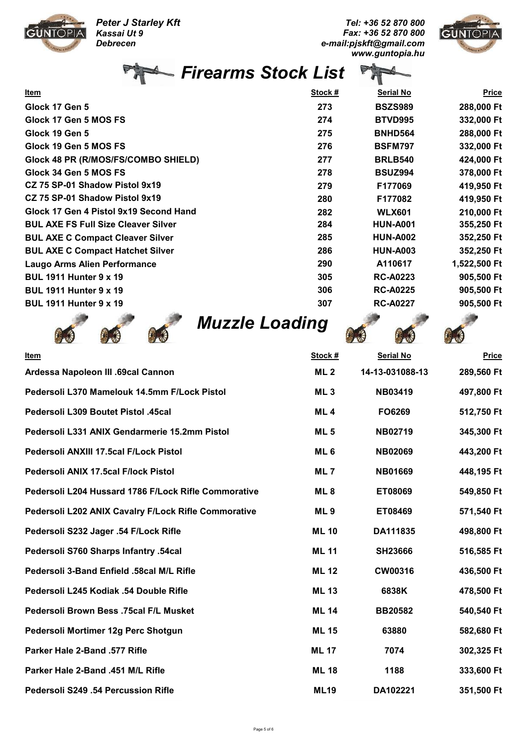Peter J Starley Kft
Kassai Ut 9
Debrecen

Tel: +36 52 870 800
Fax: +36 52 870 800
e-mail:pjskft@gmail.com
www.guntopia.hu

# Firearms Stock List

| Item | Stock # | Serial No | Price |
|---|---|---|---|
| Glock 17 Gen 5 | 273 | BSZS989 | 288,000 Ft |
| Glock 17 Gen 5 MOS FS | 274 | BTVD995 | 332,000 Ft |
| Glock 19 Gen 5 | 275 | BNHD564 | 288,000 Ft |
| Glock 19 Gen 5 MOS FS | 276 | BSFM797 | 332,000 Ft |
| Glock 48 PR (R/MOS/FS/COMBO SHIELD) | 277 | BRLB540 | 424,000 Ft |
| Glock 34 Gen 5 MOS FS | 278 | BSUZ994 | 378,000 Ft |
| CZ 75 SP-01 Shadow Pistol 9x19 | 279 | F177069 | 419,950 Ft |
| CZ 75 SP-01 Shadow Pistol 9x19 | 280 | F177082 | 419,950 Ft |
| Glock 17 Gen 4 Pistol 9x19 Second Hand | 282 | WLX601 | 210,000 Ft |
| BUL AXE FS Full Size Cleaver Silver | 284 | HUN-A001 | 355,250 Ft |
| BUL AXE C Compact Cleaver Silver | 285 | HUN-A002 | 352,250 Ft |
| BUL AXE C Compact Hatchet Silver | 286 | HUN-A003 | 352,250 Ft |
| Laugo Arms Alien Performance | 290 | A110617 | 1,522,500 Ft |
| BUL 1911 Hunter 9 x 19 | 305 | RC-A0223 | 905,500 Ft |
| BUL 1911 Hunter 9 x 19 | 306 | RC-A0225 | 905,500 Ft |
| BUL 1911 Hunter 9 x 19 | 307 | RC-A0227 | 905,500 Ft |

# Muzzle Loading

| Item | Stock # | Serial No | Price |
|---|---|---|---|
| Ardessa Napoleon III .69cal Cannon | ML 2 | 14-13-031088-13 | 289,560 Ft |
| Pedersoli L370 Mamelouk 14.5mm F/Lock Pistol | ML 3 | NB03419 | 497,800 Ft |
| Pedersoli L309 Boutet Pistol .45cal | ML 4 | FO6269 | 512,750 Ft |
| Pedersoli L331 ANIX Gendarmerie 15.2mm Pistol | ML 5 | NB02719 | 345,300 Ft |
| Pedersoli ANXIII 17.5cal F/Lock Pistol | ML 6 | NB02069 | 443,200 Ft |
| Pedersoli ANIX 17.5cal F/lock Pistol | ML 7 | NB01669 | 448,195 Ft |
| Pedersoli L204 Hussard 1786 F/Lock Rifle Commorative | ML 8 | ET08069 | 549,850 Ft |
| Pedersoli L202 ANIX Cavalry F/Lock Rifle Commorative | ML 9 | ET08469 | 571,540 Ft |
| Pedersoli S232 Jager .54 F/Lock Rifle | ML 10 | DA111835 | 498,800 Ft |
| Pedersoli S760 Sharps Infantry .54cal | ML 11 | SH23666 | 516,585 Ft |
| Pedersoli 3-Band Enfield .58cal M/L Rifle | ML 12 | CW00316 | 436,500 Ft |
| Pedersoli L245 Kodiak .54 Double Rifle | ML 13 | 6838K | 478,500 Ft |
| Pedersoli Brown Bess .75cal F/L Musket | ML 14 | BB20582 | 540,540 Ft |
| Pedersoli Mortimer 12g Perc Shotgun | ML 15 | 63880 | 582,680 Ft |
| Parker Hale 2-Band .577 Rifle | ML 17 | 7074 | 302,325 Ft |
| Parker Hale 2-Band .451 M/L Rifle | ML 18 | 1188 | 333,600 Ft |
| Pedersoli S249 .54 Percussion Rifle | ML19 | DA102221 | 351,500 Ft |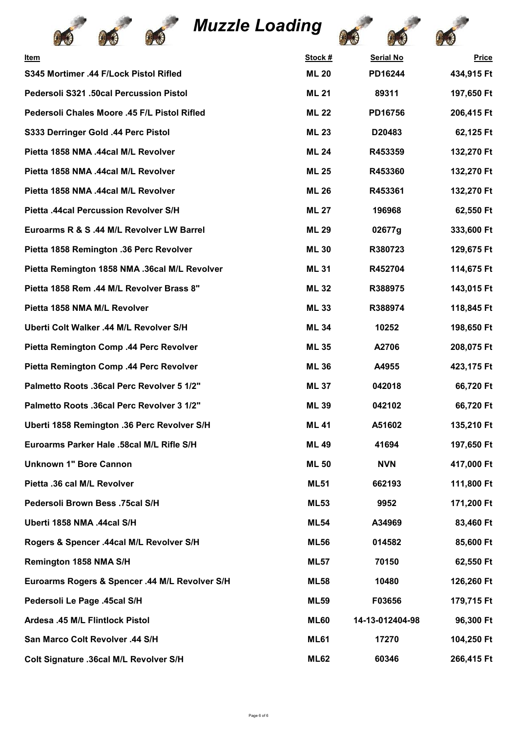# *Muzzle Loading*

| Item | Stock # | Serial No | Price |
|---|---|---|---|
| S345 Mortimer .44 F/Lock Pistol Rifled | ML 20 | PD16244 | 434,915 Ft |
| Pedersoli S321 .50cal Percussion Pistol | ML 21 | 89311 | 197,650 Ft |
| Pedersoli Chales Moore .45 F/L Pistol Rifled | ML 22 | PD16756 | 206,415 Ft |
| S333 Derringer Gold .44 Perc Pistol | ML 23 | D20483 | 62,125 Ft |
| Pietta 1858 NMA .44cal M/L Revolver | ML 24 | R453359 | 132,270 Ft |
| Pietta 1858 NMA .44cal M/L Revolver | ML 25 | R453360 | 132,270 Ft |
| Pietta 1858 NMA .44cal M/L Revolver | ML 26 | R453361 | 132,270 Ft |
| Pietta .44cal Percussion Revolver S/H | ML 27 | 196968 | 62,550 Ft |
| Euroarms R & S .44 M/L Revolver LW Barrel | ML 29 | 02677g | 333,600 Ft |
| Pietta 1858 Remington .36 Perc Revolver | ML 30 | R380723 | 129,675 Ft |
| Pietta Remington 1858 NMA .36cal M/L Revolver | ML 31 | R452704 | 114,675 Ft |
| Pietta 1858 Rem .44 M/L Revolver Brass 8" | ML 32 | R388975 | 143,015 Ft |
| Pietta 1858 NMA M/L Revolver | ML 33 | R388974 | 118,845 Ft |
| Uberti Colt Walker .44 M/L Revolver S/H | ML 34 | 10252 | 198,650 Ft |
| Pietta Remington Comp .44 Perc Revolver | ML 35 | A2706 | 208,075 Ft |
| Pietta Remington Comp .44 Perc Revolver | ML 36 | A4955 | 423,175 Ft |
| Palmetto Roots .36cal Perc Revolver 5 1/2" | ML 37 | 042018 | 66,720 Ft |
| Palmetto Roots .36cal Perc Revolver 3 1/2" | ML 39 | 042102 | 66,720 Ft |
| Uberti 1858 Remington .36 Perc Revolver S/H | ML 41 | A51602 | 135,210 Ft |
| Euroarms Parker Hale .58cal M/L Rifle S/H | ML 49 | 41694 | 197,650 Ft |
| Unknown 1" Bore Cannon | ML 50 | NVN | 417,000 Ft |
| Pietta .36 cal M/L Revolver | ML51 | 662193 | 111,800 Ft |
| Pedersoli Brown Bess .75cal S/H | ML53 | 9952 | 171,200 Ft |
| Uberti 1858 NMA .44cal S/H | ML54 | A34969 | 83,460 Ft |
| Rogers & Spencer .44cal M/L Revolver S/H | ML56 | 014582 | 85,600 Ft |
| Remington 1858 NMA S/H | ML57 | 70150 | 62,550 Ft |
| Euroarms Rogers & Spencer .44 M/L Revolver S/H | ML58 | 10480 | 126,260 Ft |
| Pedersoli Le Page .45cal S/H | ML59 | F03656 | 179,715 Ft |
| Ardesa .45 M/L Flintlock Pistol | ML60 | 14-13-012404-98 | 96,300 Ft |
| San Marco Colt Revolver .44 S/H | ML61 | 17270 | 104,250 Ft |
| Colt Signature .36cal M/L Revolver S/H | ML62 | 60346 | 266,415 Ft |